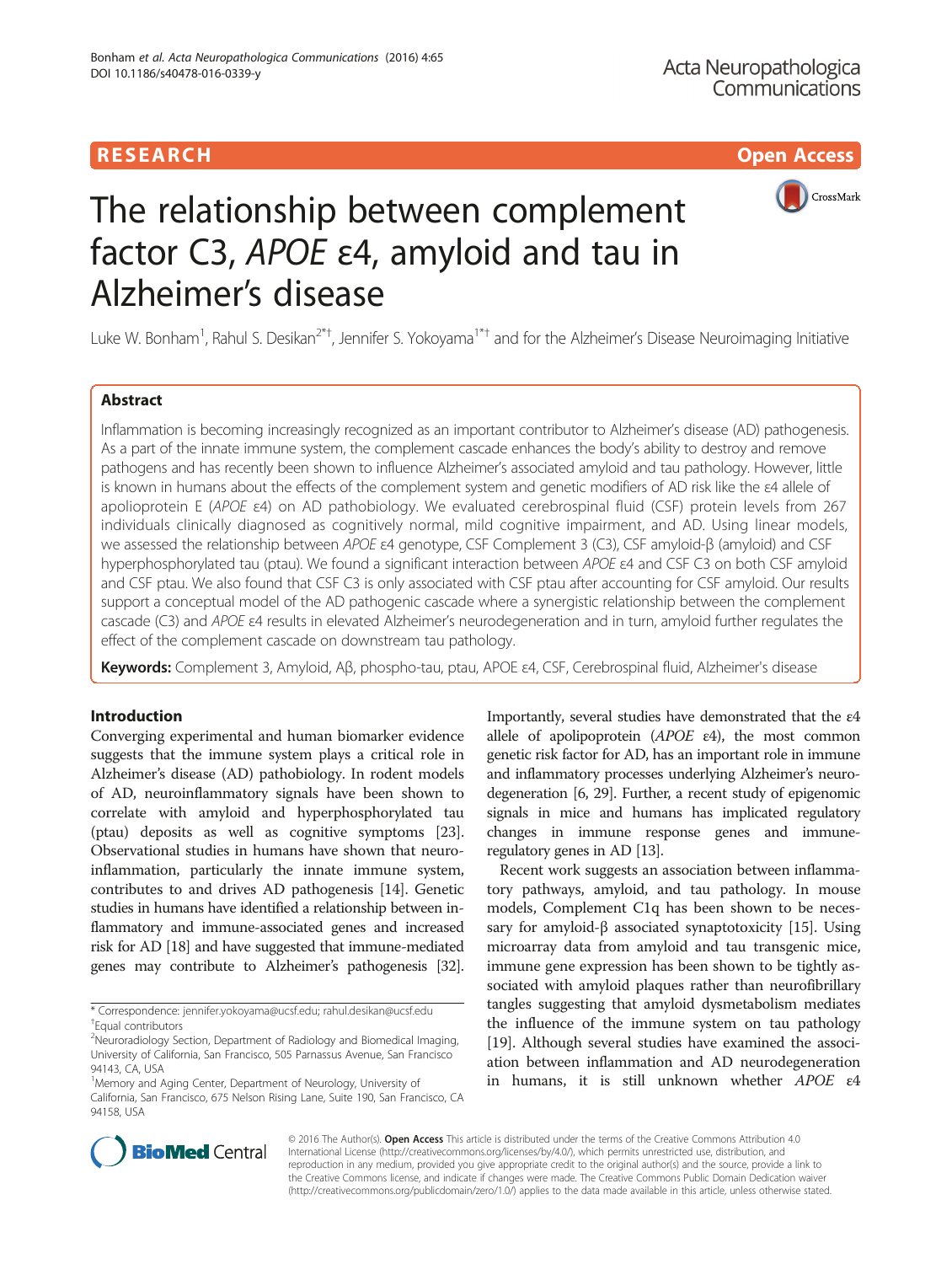RESEARCH **Open Access**

# The relationship between complement factor C3, *APOE* ε4, amyloid and tau in Alzheimer's disease

Luke W. Bonham[1], Rahul S. Desikan[2*†], Jennifer S. Yokoyama[1*†] and for the Alzheimer's Disease Neuroimaging Initiative

## Abstract

Inflammation is becoming increasingly recognized as an important contributor to Alzheimer's disease (AD) pathogenesis. As a part of the innate immune system, the complement cascade enhances the body's ability to destroy and remove pathogens and has recently been shown to influence Alzheimer's associated amyloid and tau pathology. However, little is known in humans about the effects of the complement system and genetic modifiers of AD risk like the ε4 allele of apolioprotein E (*APOE* ε4) on AD pathobiology. We evaluated cerebrospinal fluid (CSF) protein levels from 267 individuals clinically diagnosed as cognitively normal, mild cognitive impairment, and AD. Using linear models, we assessed the relationship between *APOE* ε4 genotype, CSF Complement 3 (C3), CSF amyloid-β (amyloid) and CSF hyperphosphorylated tau (ptau). We found a significant interaction between *APOE* ε4 and CSF C3 on both CSF amyloid and CSF ptau. We also found that CSF C3 is only associated with CSF ptau after accounting for CSF amyloid. Our results support a conceptual model of the AD pathogenic cascade where a synergistic relationship between the complement cascade (C3) and *APOE* ε4 results in elevated Alzheimer's neurodegeneration and in turn, amyloid further regulates the effect of the complement cascade on downstream tau pathology.

**Keywords:** Complement 3, Amyloid, Aβ, phospho-tau, ptau, APOE ε4, CSF, Cerebrospinal fluid, Alzheimer's disease

## Introduction

Converging experimental and human biomarker evidence suggests that the immune system plays a critical role in Alzheimer's disease (AD) pathobiology. In rodent models of AD, neuroinflammatory signals have been shown to correlate with amyloid and hyperphosphorylated tau (ptau) deposits as well as cognitive symptoms [23]. Observational studies in humans have shown that neuroinflammation, particularly the innate immune system, contributes to and drives AD pathogenesis [14]. Genetic studies in humans have identified a relationship between inflammatory and immune-associated genes and increased risk for AD [18] and have suggested that immune-mediated genes may contribute to Alzheimer's pathogenesis [32]. Importantly, several studies have demonstrated that the ε4 allele of apolipoprotein (*APOE* ε4), the most common genetic risk factor for AD, has an important role in immune and inflammatory processes underlying Alzheimer's neurodegeneration [6, 29]. Further, a recent study of epigenomic signals in mice and humans has implicated regulatory changes in immune response genes and immune-regulatory genes in AD [13].

Recent work suggests an association between inflammatory pathways, amyloid, and tau pathology. In mouse models, Complement C1q has been shown to be necessary for amyloid-β associated synaptotoxicity [15]. Using microarray data from amyloid and tau transgenic mice, immune gene expression has been shown to be tightly associated with amyloid plaques rather than neurofibrillary tangles suggesting that amyloid dysmetabolism mediates the influence of the immune system on tau pathology [19]. Although several studies have examined the association between inflammation and AD neurodegeneration in humans, it is still unknown whether *APOE* ε4

\* Correspondence: jennifer.yokoyama@ucsf.edu; rahul.desikan@ucsf.edu
†Equal contributors
[2]Neuroradiology Section, Department of Radiology and Biomedical Imaging, University of California, San Francisco, 505 Parnassus Avenue, San Francisco 94143, CA, USA
[1]Memory and Aging Center, Department of Neurology, University of California, San Francisco, 675 Nelson Rising Lane, Suite 190, San Francisco, CA 94158, USA

© 2016 The Author(s). **Open Access** This article is distributed under the terms of the Creative Commons Attribution 4.0 International License (http://creativecommons.org/licenses/by/4.0/), which permits unrestricted use, distribution, and reproduction in any medium, provided you give appropriate credit to the original author(s) and the source, provide a link to the Creative Commons license, and indicate if changes were made. The Creative Commons Public Domain Dedication waiver (http://creativecommons.org/publicdomain/zero/1.0/) applies to the data made available in this article, unless otherwise stated.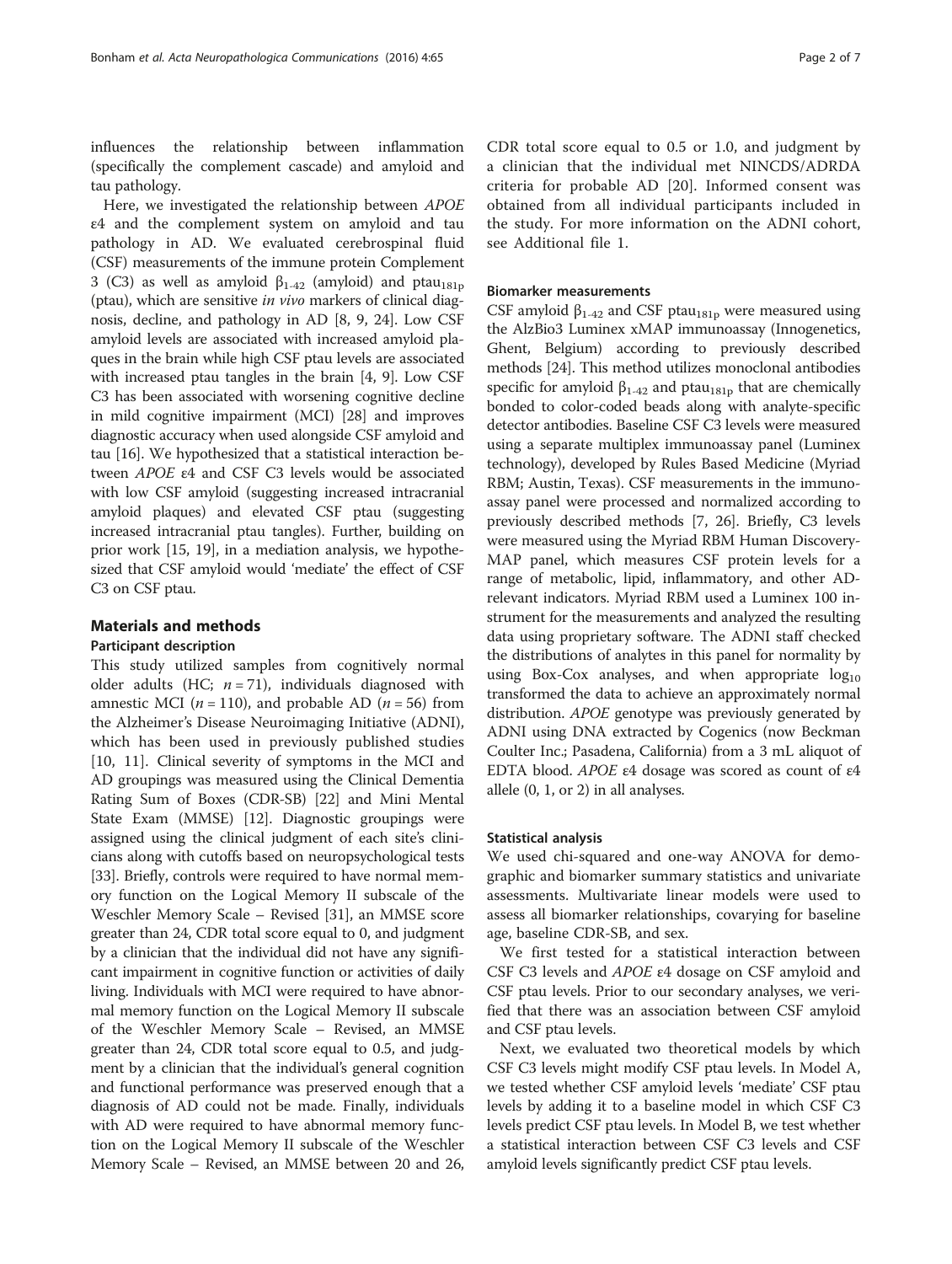influences the relationship between inflammation (specifically the complement cascade) and amyloid and tau pathology.

Here, we investigated the relationship between *APOE* ε4 and the complement system on amyloid and tau pathology in AD. We evaluated cerebrospinal fluid (CSF) measurements of the immune protein Complement 3 (C3) as well as amyloid $\beta_{1-42}$ (amyloid) and $\text{ptau}_{181p}$ (ptau), which are sensitive *in vivo* markers of clinical diagnosis, decline, and pathology in AD [8, 9, 24]. Low CSF amyloid levels are associated with increased amyloid plaques in the brain while high CSF ptau levels are associated with increased ptau tangles in the brain [4, 9]. Low CSF C3 has been associated with worsening cognitive decline in mild cognitive impairment (MCI) [28] and improves diagnostic accuracy when used alongside CSF amyloid and tau [16]. We hypothesized that a statistical interaction between *APOE* ε4 and CSF C3 levels would be associated with low CSF amyloid (suggesting increased intracranial amyloid plaques) and elevated CSF ptau (suggesting increased intracranial ptau tangles). Further, building on prior work [15, 19], in a mediation analysis, we hypothesized that CSF amyloid would 'mediate' the effect of CSF C3 on CSF ptau.

## Materials and methods

### Participant description

This study utilized samples from cognitively normal older adults (HC; $n = 71$), individuals diagnosed with amnestic MCI ($n = 110$), and probable AD ($n = 56$) from the Alzheimer's Disease Neuroimaging Initiative (ADNI), which has been used in previously published studies [10, 11]. Clinical severity of symptoms in the MCI and AD groupings was measured using the Clinical Dementia Rating Sum of Boxes (CDR-SB) [22] and Mini Mental State Exam (MMSE) [12]. Diagnostic groupings were assigned using the clinical judgment of each site's clinicians along with cutoffs based on neuropsychological tests [33]. Briefly, controls were required to have normal memory function on the Logical Memory II subscale of the Weschler Memory Scale – Revised [31], an MMSE score greater than 24, CDR total score equal to 0, and judgment by a clinician that the individual did not have any significant impairment in cognitive function or activities of daily living. Individuals with MCI were required to have abnormal memory function on the Logical Memory II subscale of the Weschler Memory Scale – Revised, an MMSE greater than 24, CDR total score equal to 0.5, and judgment by a clinician that the individual's general cognition and functional performance was preserved enough that a diagnosis of AD could not be made. Finally, individuals with AD were required to have abnormal memory function on the Logical Memory II subscale of the Weschler Memory Scale – Revised, an MMSE between 20 and 26, CDR total score equal to 0.5 or 1.0, and judgment by a clinician that the individual met NINCDS/ADRDA criteria for probable AD [20]. Informed consent was obtained from all individual participants included in the study. For more information on the ADNI cohort, see Additional file 1.

### Biomarker measurements

CSF amyloid $\beta_{1-42}$ and CSF $\text{ptau}_{181p}$ were measured using the AlzBio3 Luminex xMAP immunoassay (Innogenetics, Ghent, Belgium) according to previously described methods [24]. This method utilizes monoclonal antibodies specific for amyloid $\beta_{1-42}$ and $\text{ptau}_{181p}$ that are chemically bonded to color-coded beads along with analyte-specific detector antibodies. Baseline CSF C3 levels were measured using a separate multiplex immunoassay panel (Luminex technology), developed by Rules Based Medicine (Myriad RBM; Austin, Texas). CSF measurements in the immunoassay panel were processed and normalized according to previously described methods [7, 26]. Briefly, C3 levels were measured using the Myriad RBM Human Discovery-MAP panel, which measures CSF protein levels for a range of metabolic, lipid, inflammatory, and other AD-relevant indicators. Myriad RBM used a Luminex 100 instrument for the measurements and analyzed the resulting data using proprietary software. The ADNI staff checked the distributions of analytes in this panel for normality by using Box-Cox analyses, and when appropriate $\log_{10}$ transformed the data to achieve an approximately normal distribution. *APOE* genotype was previously generated by ADNI using DNA extracted by Cogenics (now Beckman Coulter Inc.; Pasadena, California) from a 3 mL aliquot of EDTA blood. *APOE* ε4 dosage was scored as count of ε4 allele (0, 1, or 2) in all analyses.

### Statistical analysis

We used chi-squared and one-way ANOVA for demographic and biomarker summary statistics and univariate assessments. Multivariate linear models were used to assess all biomarker relationships, covarying for baseline age, baseline CDR-SB, and sex.

We first tested for a statistical interaction between CSF C3 levels and *APOE* ε4 dosage on CSF amyloid and CSF ptau levels. Prior to our secondary analyses, we verified that there was an association between CSF amyloid and CSF ptau levels.

Next, we evaluated two theoretical models by which CSF C3 levels might modify CSF ptau levels. In Model A, we tested whether CSF amyloid levels 'mediate' CSF ptau levels by adding it to a baseline model in which CSF C3 levels predict CSF ptau levels. In Model B, we test whether a statistical interaction between CSF C3 levels and CSF amyloid levels significantly predict CSF ptau levels.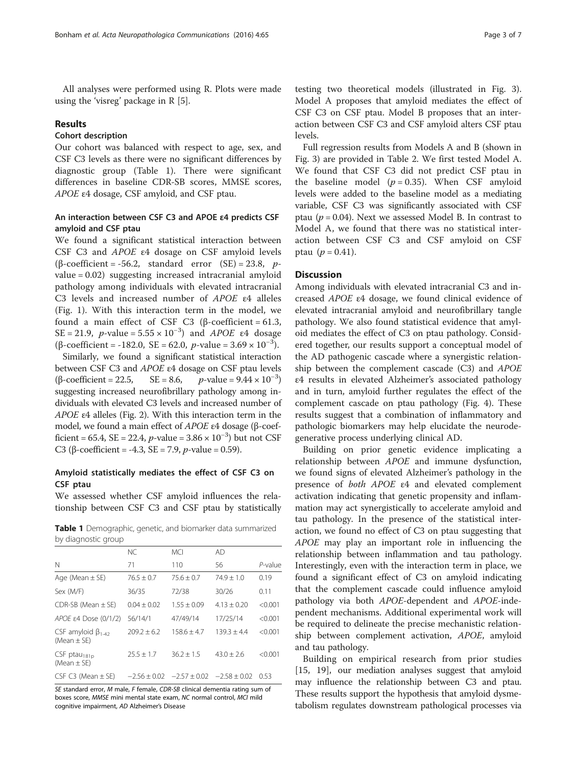All analyses were performed using R. Plots were made using the 'visreg' package in R [5].

## Results

### Cohort description

Our cohort was balanced with respect to age, sex, and CSF C3 levels as there were no significant differences by diagnostic group (Table 1). There were significant differences in baseline CDR-SB scores, MMSE scores, *APOE* ε4 dosage, CSF amyloid, and CSF ptau.

### An interaction between CSF C3 and APOE ε4 predicts CSF amyloid and CSF ptau

We found a significant statistical interaction between CSF C3 and *APOE* ε4 dosage on CSF amyloid levels (β-coefficient = -56.2, standard error (SE) = 23.8, p-value = 0.02) suggesting increased intracranial amyloid pathology among individuals with elevated intracranial C3 levels and increased number of *APOE* ε4 alleles (Fig. 1). With this interaction term in the model, we found a main effect of CSF C3 (β-coefficient = 61.3, SE = 21.9, p-value = $5.55 \times 10^{-3}$) and *APOE* ε4 dosage (β-coefficient = -182.0, SE = 62.0, p-value = $3.69 \times 10^{-3}$).

Similarly, we found a significant statistical interaction between CSF C3 and *APOE* ε4 dosage on CSF ptau levels (β-coefficient = 22.5, SE = 8.6, p-value = $9.44 \times 10^{-3}$) suggesting increased neurofibrillary pathology among individuals with elevated C3 levels and increased number of *APOE* ε4 alleles (Fig. 2). With this interaction term in the model, we found a main effect of *APOE* ε4 dosage (β-coefficient = 65.4, SE = 22.4, p-value = $3.86 \times 10^{-3}$) but not CSF C3 (β-coefficient = -4.3, SE = 7.9, p-value = 0.59).

### Amyloid statistically mediates the effect of CSF C3 on CSF ptau

We assessed whether CSF amyloid influences the relationship between CSF C3 and CSF ptau by statistically testing two theoretical models (illustrated in Fig. 3). Model A proposes that amyloid mediates the effect of CSF C3 on CSF ptau. Model B proposes that an interaction between CSF C3 and CSF amyloid alters CSF ptau levels.

Full regression results from Models A and B (shown in Fig. 3) are provided in Table 2. We first tested Model A. We found that CSF C3 did not predict CSF ptau in the baseline model ($p = 0.35$). When CSF amyloid levels were added to the baseline model as a mediating variable, CSF C3 was significantly associated with CSF ptau ($p = 0.04$). Next we assessed Model B. In contrast to Model A, we found that there was no statistical interaction between CSF C3 and CSF amyloid on CSF ptau ($p = 0.41$).

**Table 1** Demographic, genetic, and biomarker data summarized by diagnostic group

| | NC | MCI | AD | |
|---|---|---|---|---|
| N | 71 | 110 | 56 | *P*-value |
| Age (Mean ± SE) | 76.5 ± 0.7 | 75.6 ± 0.7 | 74.9 ± 1.0 | 0.19 |
| Sex (M/F) | 36/35 | 72/38 | 30/26 | 0.11 |
| CDR-SB (Mean ± SE) | 0.04 ± 0.02 | 1.55 ± 0.09 | 4.13 ± 0.20 | <0.001 |
| *APOE* ε4 Dose (0/1/2) | 56/14/1 | 47/49/14 | 17/25/14 | <0.001 |
| CSF amyloid $\beta_{1-42}$ (Mean ± SE) | 209.2 ± 6.2 | 158.6 ± 4.7 | 139.3 ± 4.4 | <0.001 |
| CSF $ptau_{181p}$ (Mean ± SE) | 25.5 ± 1.7 | 36.2 ± 1.5 | 43.0 ± 2.6 | <0.001 |
| CSF C3 (Mean ± SE) | −2.56 ± 0.02 | −2.57 ± 0.02 | −2.58 ± 0.02 | 0.53 |

*SE* standard error, *M* male, *F* female, *CDR-SB* clinical dementia rating sum of boxes score, *MMSE* mini mental state exam, *NC* normal control, *MCI* mild cognitive impairment, *AD* Alzheimer's Disease

## Discussion

Among individuals with elevated intracranial C3 and increased *APOE* ε4 dosage, we found clinical evidence of elevated intracranial amyloid and neurofibrillary tangle pathology. We also found statistical evidence that amyloid mediates the effect of C3 on ptau pathology. Considered together, our results support a conceptual model of the AD pathogenic cascade where a synergistic relationship between the complement cascade (C3) and *APOE* ε4 results in elevated Alzheimer's associated pathology and in turn, amyloid further regulates the effect of the complement cascade on ptau pathology (Fig. 4). These results suggest that a combination of inflammatory and pathologic biomarkers may help elucidate the neurodegenerative process underlying clinical AD.

Building on prior genetic evidence implicating a relationship between *APOE* and immune dysfunction, we found signs of elevated Alzheimer's pathology in the presence of *both APOE* ε4 and elevated complement activation indicating that genetic propensity and inflammation may act synergistically to accelerate amyloid and tau pathology. In the presence of the statistical interaction, we found no effect of C3 on ptau suggesting that *APOE* may play an important role in influencing the relationship between inflammation and tau pathology. Interestingly, even with the interaction term in place, we found a significant effect of C3 on amyloid indicating that the complement cascade could influence amyloid pathology via both *APOE*-dependent and *APOE*-independent mechanisms. Additional experimental work will be required to delineate the precise mechanistic relationship between complement activation, *APOE*, amyloid and tau pathology.

Building on empirical research from prior studies [15, 19], our mediation analyses suggest that amyloid may influence the relationship between C3 and ptau. These results support the hypothesis that amyloid dysmetabolism regulates downstream pathological processes via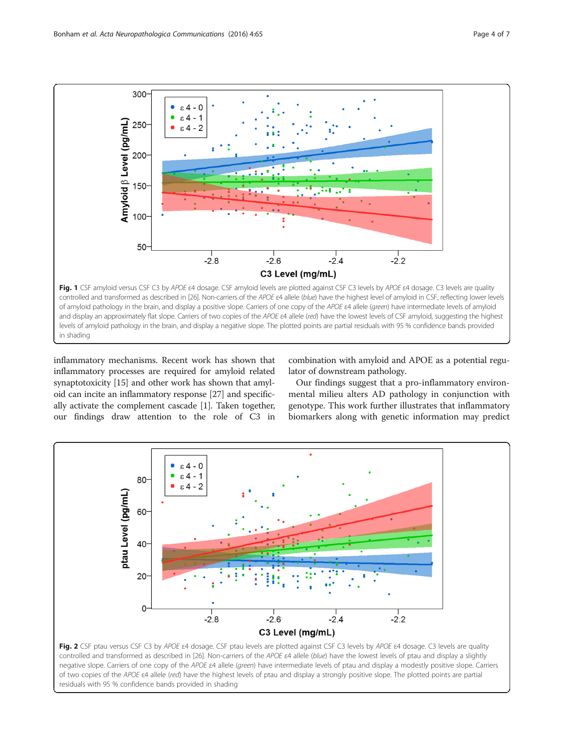**Fig. 1** CSF amyloid versus CSF C3 by *APOE* ε4 dosage. CSF amyloid levels are plotted against CSF C3 levels by *APOE* ε4 dosage. C3 levels are quality controlled and transformed as described in [26]. Non-carriers of the *APOE* ε4 allele (*blue*) have the highest level of amyloid in CSF, reflecting lower levels of amyloid pathology in the brain, and display a positive slope. Carriers of one copy of the *APOE* ε4 allele (*green*) have intermediate levels of amyloid and display an approximately flat slope. Carriers of two copies of the *APOE* ε4 allele (*red*) have the lowest levels of CSF amyloid, suggesting the highest levels of amyloid pathology in the brain, and display a negative slope. The plotted points are partial residuals with 95 % confidence bands provided in shading

inflammatory mechanisms. Recent work has shown that inflammatory processes are required for amyloid related synaptotoxicity [15] and other work has shown that amyloid can incite an inflammatory response [27] and specifically activate the complement cascade [1]. Taken together, our findings draw attention to the role of C3 in combination with amyloid and APOE as a potential regulator of downstream pathology.

Our findings suggest that a pro-inflammatory environmental milieu alters AD pathology in conjunction with genotype. This work further illustrates that inflammatory biomarkers along with genetic information may predict

**Fig. 2** CSF ptau versus CSF C3 by *APOE* ε4 dosage. CSF ptau levels are plotted against CSF C3 levels by *APOE* ε4 dosage. C3 levels are quality controlled and transformed as described in [26]. Non-carriers of the *APOE* ε4 allele (*blue*) have the lowest levels of ptau and display a slightly negative slope. Carriers of one copy of the *APOE* ε4 allele (*green*) have intermediate levels of ptau and display a modestly positive slope. Carriers of two copies of the *APOE* ε4 allele (*red*) have the highest levels of ptau and display a strongly positive slope. The plotted points are partial residuals with 95 % confidence bands provided in shading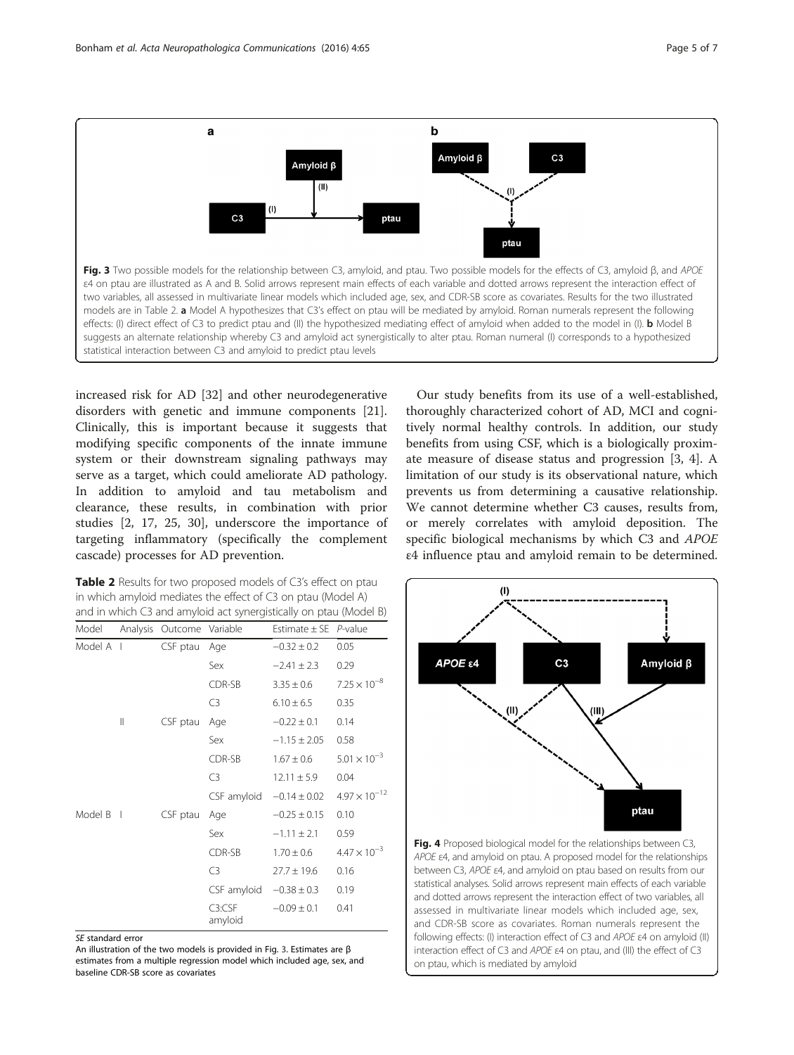Fig. 3 Two possible models for the relationship between C3, amyloid, and ptau. Two possible models for the effects of C3, amyloid β, and *APOE* ε4 on ptau are illustrated as A and B. Solid arrows represent main effects of each variable and dotted arrows represent the interaction effect of two variables, all assessed in multivariate linear models which included age, sex, and CDR-SB score as covariates. Results for the two illustrated models are in Table 2. **a** Model A hypothesizes that C3's effect on ptau will be mediated by amyloid. Roman numerals represent the following effects: (I) direct effect of C3 to predict ptau and (II) the hypothesized mediating effect of amyloid when added to the model in (I). **b** Model B suggests an alternate relationship whereby C3 and amyloid act synergistically to alter ptau. Roman numeral (I) corresponds to a hypothesized statistical interaction between C3 and amyloid to predict ptau levels

increased risk for AD [32] and other neurodegenerative disorders with genetic and immune components [21]. Clinically, this is important because it suggests that modifying specific components of the innate immune system or their downstream signaling pathways may serve as a target, which could ameliorate AD pathology. In addition to amyloid and tau metabolism and clearance, these results, in combination with prior studies [2, 17, 25, 30], underscore the importance of targeting inflammatory (specifically the complement cascade) processes for AD prevention.

**Table 2** Results for two proposed models of C3's effect on ptau in which amyloid mediates the effect of C3 on ptau (Model A) and in which C3 and amyloid act synergistically on ptau (Model B)

| Model | Analysis | Outcome | Variable | Estimate ± SE | *P*-value |
|---|---|---|---|---|---|
| Model A | I | CSF ptau | Age | −0.32 ± 0.2 | 0.05 |
| | | | Sex | −2.41 ± 2.3 | 0.29 |
| | | | CDR-SB | 3.35 ± 0.6 | $7.25 \times 10^{-8}$ |
| | | | C3 | 6.10 ± 6.5 | 0.35 |
| | II | CSF ptau | Age | −0.22 ± 0.1 | 0.14 |
| | | | Sex | −1.15 ± 2.05 | 0.58 |
| | | | CDR-SB | 1.67 ± 0.6 | $5.01 \times 10^{-3}$ |
| | | | C3 | 12.11 ± 5.9 | 0.04 |
| | | | CSF amyloid | −0.14 ± 0.02 | $4.97 \times 10^{-12}$ |
| Model B | I | CSF ptau | Age | −0.25 ± 0.15 | 0.10 |
| | | | Sex | −1.11 ± 2.1 | 0.59 |
| | | | CDR-SB | 1.70 ± 0.6 | $4.47 \times 10^{-3}$ |
| | | | C3 | 27.7 ± 19.6 | 0.16 |
| | | | CSF amyloid | −0.38 ± 0.3 | 0.19 |
| | | | C3:CSF amyloid | −0.09 ± 0.1 | 0.41 |

*SE* standard error

An illustration of the two models is provided in Fig. 3. Estimates are β estimates from a multiple regression model which included age, sex, and baseline CDR-SB score as covariates

Our study benefits from its use of a well-established, thoroughly characterized cohort of AD, MCI and cognitively normal healthy controls. In addition, our study benefits from using CSF, which is a biologically proximate measure of disease status and progression [3, 4]. A limitation of our study is its observational nature, which prevents us from determining a causative relationship. We cannot determine whether C3 causes, results from, or merely correlates with amyloid deposition. The specific biological mechanisms by which C3 and *APOE* ε4 influence ptau and amyloid remain to be determined.

Fig. 4 Proposed biological model for the relationships between C3, *APOE* ε4, and amyloid on ptau. A proposed model for the relationships between C3, *APOE* ε4, and amyloid on ptau based on results from our statistical analyses. Solid arrows represent main effects of each variable and dotted arrows represent the interaction effect of two variables, all assessed in multivariate linear models which included age, sex, and CDR-SB score as covariates. Roman numerals represent the following effects: (I) interaction effect of C3 and *APOE* ε4 on amyloid (II) interaction effect of C3 and *APOE* ε4 on ptau, and (III) the effect of C3 on ptau, which is mediated by amyloid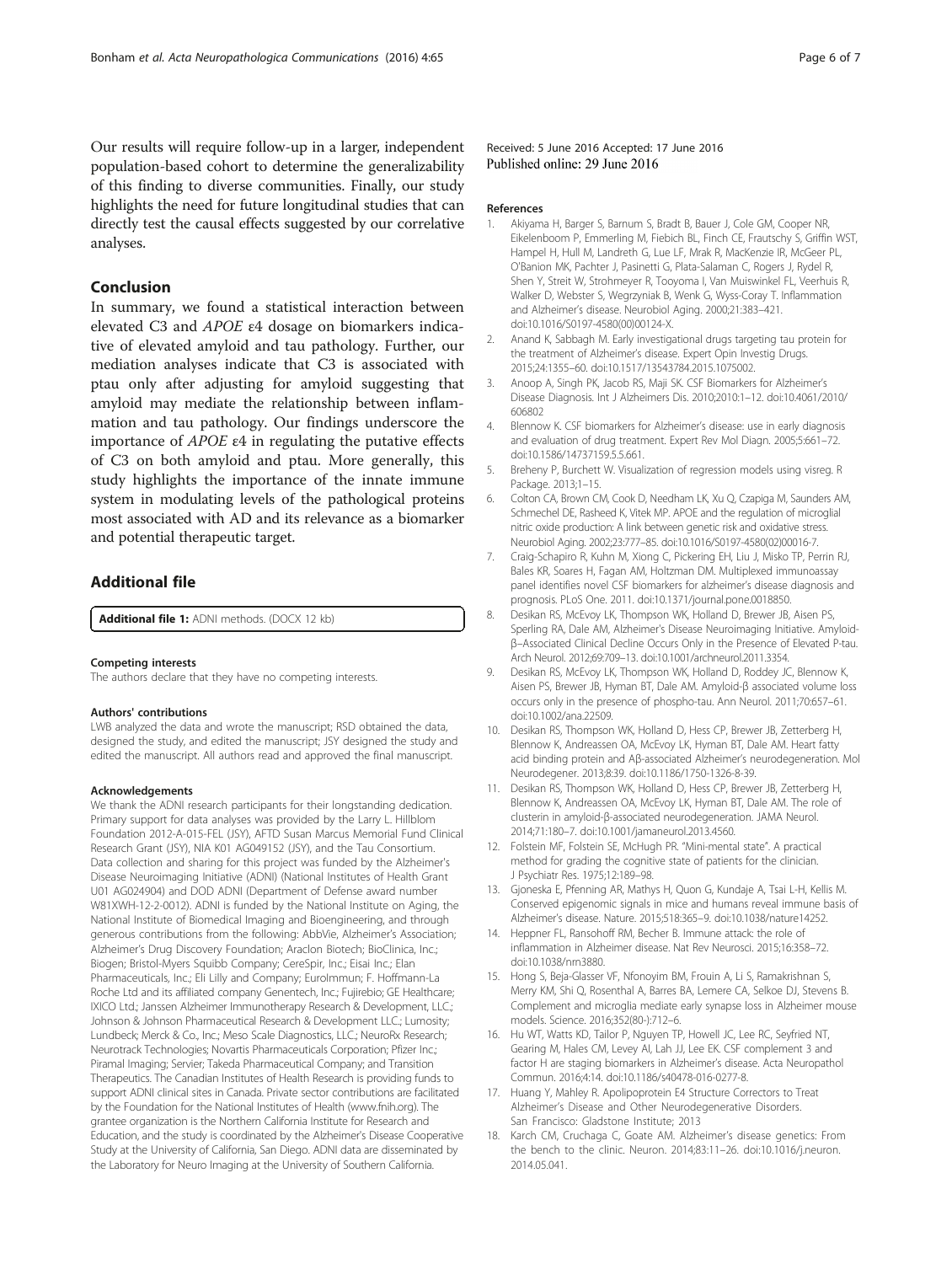Our results will require follow-up in a larger, independent population-based cohort to determine the generalizability of this finding to diverse communities. Finally, our study highlights the need for future longitudinal studies that can directly test the causal effects suggested by our correlative analyses.

## Conclusion

In summary, we found a statistical interaction between elevated C3 and *APOE* ε4 dosage on biomarkers indicative of elevated amyloid and tau pathology. Further, our mediation analyses indicate that C3 is associated with ptau only after adjusting for amyloid suggesting that amyloid may mediate the relationship between inflammation and tau pathology. Our findings underscore the importance of *APOE* ε4 in regulating the putative effects of C3 on both amyloid and ptau. More generally, this study highlights the importance of the innate immune system in modulating levels of the pathological proteins most associated with AD and its relevance as a biomarker and potential therapeutic target.

## Additional file

**Additional file 1:** ADNI methods. (DOCX 12 kb)

#### Competing interests

The authors declare that they have no competing interests.

#### Authors' contributions

LWB analyzed the data and wrote the manuscript; RSD obtained the data, designed the study, and edited the manuscript; JSY designed the study and edited the manuscript. All authors read and approved the final manuscript.

#### Acknowledgements

We thank the ADNI research participants for their longstanding dedication. Primary support for data analyses was provided by the Larry L. Hillblom Foundation 2012-A-015-FEL (JSY), AFTD Susan Marcus Memorial Fund Clinical Research Grant (JSY), NIA K01 AG049152 (JSY), and the Tau Consortium. Data collection and sharing for this project was funded by the Alzheimer's Disease Neuroimaging Initiative (ADNI) (National Institutes of Health Grant U01 AG024904) and DOD ADNI (Department of Defense award number W81XWH-12-2-0012). ADNI is funded by the National Institute on Aging, the National Institute of Biomedical Imaging and Bioengineering, and through generous contributions from the following: AbbVie, Alzheimer's Association; Alzheimer's Drug Discovery Foundation; Araclon Biotech; BioClinica, Inc.; Biogen; Bristol-Myers Squibb Company; CereSpir, Inc.; Eisai Inc.; Elan Pharmaceuticals, Inc.; Eli Lilly and Company; EuroImmun; F. Hoffmann-La Roche Ltd and its affiliated company Genentech, Inc.; Fujirebio; GE Healthcare; IXICO Ltd.; Janssen Alzheimer Immunotherapy Research & Development, LLC.; Johnson & Johnson Pharmaceutical Research & Development LLC.; Lumosity; Lundbeck; Merck & Co., Inc.; Meso Scale Diagnostics, LLC.; NeuroRx Research; Neurotrack Technologies; Novartis Pharmaceuticals Corporation; Pfizer Inc.; Piramal Imaging; Servier; Takeda Pharmaceutical Company; and Transition Therapeutics. The Canadian Institutes of Health Research is providing funds to support ADNI clinical sites in Canada. Private sector contributions are facilitated by the Foundation for the National Institutes of Health (www.fnih.org). The grantee organization is the Northern California Institute for Research and Education, and the study is coordinated by the Alzheimer's Disease Cooperative Study at the University of California, San Diego. ADNI data are disseminated by the Laboratory for Neuro Imaging at the University of Southern California.

Received: 5 June 2016 Accepted: 17 June 2016
Published online: 29 June 2016

#### References

1. Akiyama H, Barger S, Barnum S, Bradt B, Bauer J, Cole GM, Cooper NR, Eikelenboom P, Emmerling M, Fiebich BL, Finch CE, Frautschy S, Griffin WST, Hampel H, Hull M, Landreth G, Lue LF, Mrak R, MacKenzie IR, McGeer PL, O'Banion MK, Pachter J, Pasinetti G, Plata-Salaman C, Rogers J, Rydel R, Shen Y, Streit W, Strohmeyer R, Tooyoma I, Van Muiswinkel FL, Veerhuis R, Walker D, Webster S, Wegrzyniak B, Wenk G, Wyss-Coray T. Inflammation and Alzheimer's disease. Neurobiol Aging. 2000;21:383–421. doi:10.1016/S0197-4580(00)00124-X.
2. Anand K, Sabbagh M. Early investigational drugs targeting tau protein for the treatment of Alzheimer's disease. Expert Opin Investig Drugs. 2015;24:1355–60. doi:10.1517/13543784.2015.1075002.
3. Anoop A, Singh PK, Jacob RS, Maji SK. CSF Biomarkers for Alzheimer's Disease Diagnosis. Int J Alzheimers Dis. 2010;2010:1–12. doi:10.4061/2010/606802
4. Blennow K. CSF biomarkers for Alzheimer's disease: use in early diagnosis and evaluation of drug treatment. Expert Rev Mol Diagn. 2005;5:661–72. doi:10.1586/14737159.5.5.661.
5. Breheny P, Burchett W. Visualization of regression models using visreg. R Package. 2013;1–15.
6. Colton CA, Brown CM, Cook D, Needham LK, Xu Q, Czapiga M, Saunders AM, Schmechel DE, Rasheed K, Vitek MP. APOE and the regulation of microglial nitric oxide production: A link between genetic risk and oxidative stress. Neurobiol Aging. 2002;23:777–85. doi:10.1016/S0197-4580(02)00016-7.
7. Craig-Schapiro R, Kuhn M, Xiong C, Pickering EH, Liu J, Misko TP, Perrin RJ, Bales KR, Soares H, Fagan AM, Holtzman DM. Multiplexed immunoassay panel identifies novel CSF biomarkers for alzheimer's disease diagnosis and prognosis. PLoS One. 2011. doi:10.1371/journal.pone.0018850.
8. Desikan RS, McEvoy LK, Thompson WK, Holland D, Brewer JB, Aisen PS, Sperling RA, Dale AM, Alzheimer's Disease Neuroimaging Initiative. Amyloid-β–Associated Clinical Decline Occurs Only in the Presence of Elevated P-tau. Arch Neurol. 2012;69:709–13. doi:10.1001/archneurol.2011.3354.
9. Desikan RS, McEvoy LK, Thompson WK, Holland D, Roddey JC, Blennow K, Aisen PS, Brewer JB, Hyman BT, Dale AM. Amyloid-β associated volume loss occurs only in the presence of phospho-tau. Ann Neurol. 2011;70:657–61. doi:10.1002/ana.22509.
10. Desikan RS, Thompson WK, Holland D, Hess CP, Brewer JB, Zetterberg H, Blennow K, Andreassen OA, McEvoy LK, Hyman BT, Dale AM. Heart fatty acid binding protein and Aβ-associated Alzheimer's neurodegeneration. Mol Neurodegener. 2013;8:39. doi:10.1186/1750-1326-8-39.
11. Desikan RS, Thompson WK, Holland D, Hess CP, Brewer JB, Zetterberg H, Blennow K, Andreassen OA, McEvoy LK, Hyman BT, Dale AM. The role of clusterin in amyloid-β-associated neurodegeneration. JAMA Neurol. 2014;71:180–7. doi:10.1001/jamaneurol.2013.4560.
12. Folstein MF, Folstein SE, McHugh PR. "Mini-mental state". A practical method for grading the cognitive state of patients for the clinician. J Psychiatr Res. 1975;12:189–98.
13. Gjoneska E, Pfenning AR, Mathys H, Quon G, Kundaje A, Tsai L-H, Kellis M. Conserved epigenomic signals in mice and humans reveal immune basis of Alzheimer's disease. Nature. 2015;518:365–9. doi:10.1038/nature14252.
14. Heppner FL, Ransohoff RM, Becher B. Immune attack: the role of inflammation in Alzheimer disease. Nat Rev Neurosci. 2015;16:358–72. doi:10.1038/nrn3880.
15. Hong S, Beja-Glasser VF, Nfonoyim BM, Frouin A, Li S, Ramakrishnan S, Merry KM, Shi Q, Rosenthal A, Barres BA, Lemere CA, Selkoe DJ, Stevens B. Complement and microglia mediate early synapse loss in Alzheimer mouse models. Science. 2016;352(80-):712–6.
16. Hu WT, Watts KD, Tailor P, Nguyen TP, Howell JC, Lee RC, Seyfried NT, Gearing M, Hales CM, Levey AI, Lah JJ, Lee EK. CSF complement 3 and factor H are staging biomarkers in Alzheimer's disease. Acta Neuropathol Commun. 2016;4:14. doi:10.1186/s40478-016-0277-8.
17. Huang Y, Mahley R. Apolipoprotein E4 Structure Correctors to Treat Alzheimer's Disease and Other Neurodegenerative Disorders. San Francisco: Gladstone Institute; 2013
18. Karch CM, Cruchaga C, Goate AM. Alzheimer's disease genetics: From the bench to the clinic. Neuron. 2014;83:11–26. doi:10.1016/j.neuron.2014.05.041.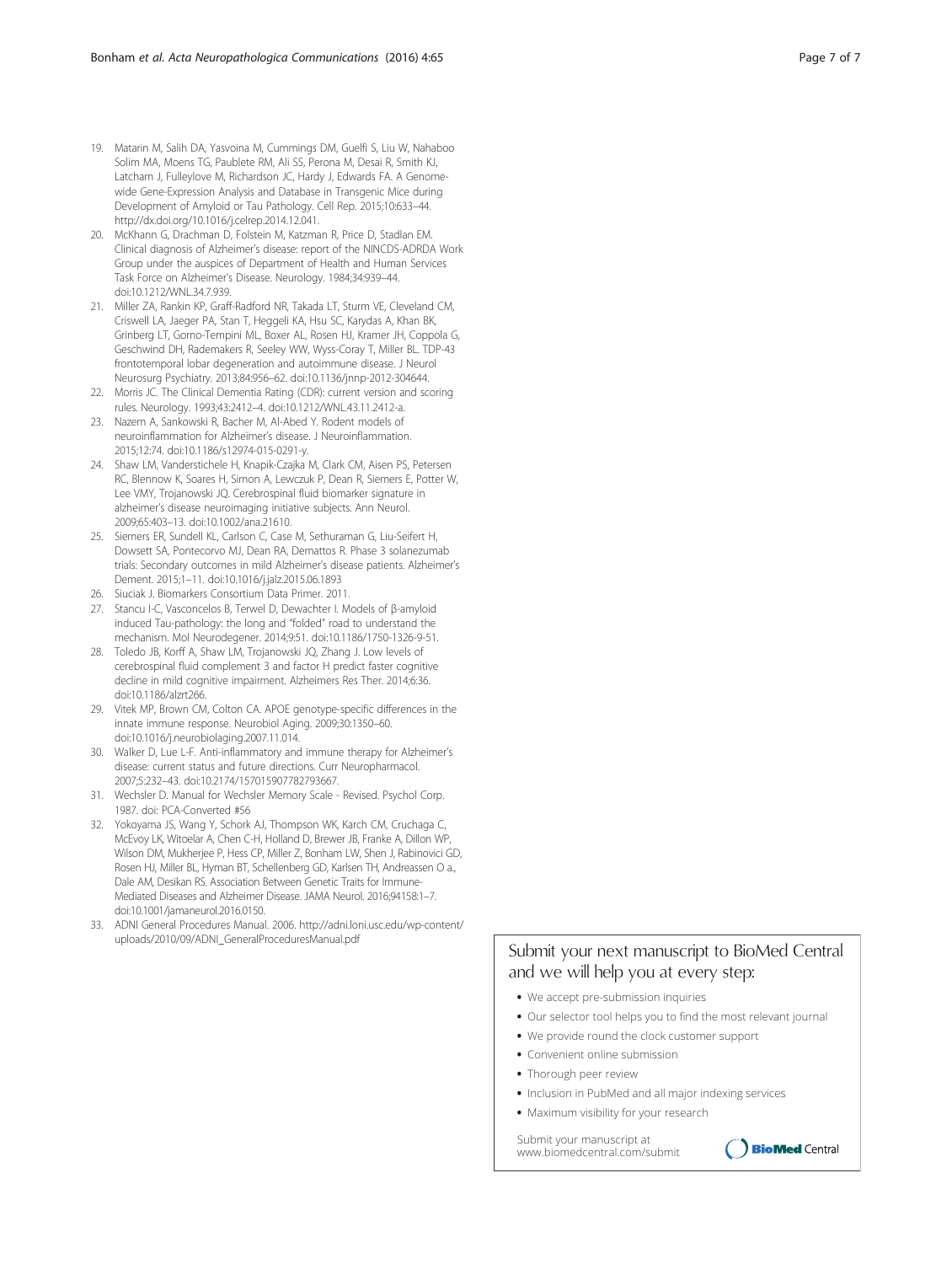19. Matarin M, Salih DA, Yasvoina M, Cummings DM, Guelfi S, Liu W, Nahaboo Solim MA, Moens TG, Paublete RM, Ali SS, Perona M, Desai R, Smith KJ, Latcham J, Fulleylove M, Richardson JC, Hardy J, Edwards FA. A Genome-wide Gene-Expression Analysis and Database in Transgenic Mice during Development of Amyloid or Tau Pathology. Cell Rep. 2015;10:633–44. http://dx.doi.org/10.1016/j.celrep.2014.12.041.
20. McKhann G, Drachman D, Folstein M, Katzman R, Price D, Stadlan EM. Clinical diagnosis of Alzheimer's disease: report of the NINCDS-ADRDA Work Group under the auspices of Department of Health and Human Services Task Force on Alzheimer's Disease. Neurology. 1984;34:939–44. doi:10.1212/WNL.34.7.939.
21. Miller ZA, Rankin KP, Graff-Radford NR, Takada LT, Sturm VE, Cleveland CM, Criswell LA, Jaeger PA, Stan T, Heggeli KA, Hsu SC, Karydas A, Khan BK, Grinberg LT, Gorno-Tempini ML, Boxer AL, Rosen HJ, Kramer JH, Coppola G, Geschwind DH, Rademakers R, Seeley WW, Wyss-Coray T, Miller BL. TDP-43 frontotemporal lobar degeneration and autoimmune disease. J Neurol Neurosurg Psychiatry. 2013;84:956–62. doi:10.1136/jnnp-2012-304644.
22. Morris JC. The Clinical Dementia Rating (CDR): current version and scoring rules. Neurology. 1993;43:2412–4. doi:10.1212/WNL.43.11.2412-a.
23. Nazem A, Sankowski R, Bacher M, Al-Abed Y. Rodent models of neuroinflammation for Alzheimer's disease. J Neuroinflammation. 2015;12:74. doi:10.1186/s12974-015-0291-y.
24. Shaw LM, Vanderstichele H, Knapik-Czajka M, Clark CM, Aisen PS, Petersen RC, Blennow K, Soares H, Simon A, Lewczuk P, Dean R, Siemers E, Potter W, Lee VMY, Trojanowski JQ. Cerebrospinal fluid biomarker signature in alzheimer's disease neuroimaging initiative subjects. Ann Neurol. 2009;65:403–13. doi:10.1002/ana.21610.
25. Siemers ER, Sundell KL, Carlson C, Case M, Sethuraman G, Liu-Seifert H, Dowsett SA, Pontecorvo MJ, Dean RA, Demattos R. Phase 3 solanezumab trials: Secondary outcomes in mild Alzheimer's disease patients. Alzheimer's Dement. 2015;1–11. doi:10.1016/j.jalz.2015.06.1893
26. Siuciak J. Biomarkers Consortium Data Primer. 2011.
27. Stancu I-C, Vasconcelos B, Terwel D, Dewachter I. Models of β-amyloid induced Tau-pathology: the long and "folded" road to understand the mechanism. Mol Neurodegener. 2014;9:51. doi:10.1186/1750-1326-9-51.
28. Toledo JB, Korff A, Shaw LM, Trojanowski JQ, Zhang J. Low levels of cerebrospinal fluid complement 3 and factor H predict faster cognitive decline in mild cognitive impairment. Alzheimers Res Ther. 2014;6:36. doi:10.1186/alzrt266.
29. Vitek MP, Brown CM, Colton CA. APOE genotype-specific differences in the innate immune response. Neurobiol Aging. 2009;30:1350–60. doi:10.1016/j.neurobiolaging.2007.11.014.
30. Walker D, Lue L-F. Anti-inflammatory and immune therapy for Alzheimer's disease: current status and future directions. Curr Neuropharmacol. 2007;5:232–43. doi:10.2174/157015907782793667.
31. Wechsler D. Manual for Wechsler Memory Scale - Revised. Psychol Corp. 1987. doi: PCA-Converted #56
32. Yokoyama JS, Wang Y, Schork AJ, Thompson WK, Karch CM, Cruchaga C, McEvoy LK, Witoelar A, Chen C-H, Holland D, Brewer JB, Franke A, Dillon WP, Wilson DM, Mukherjee P, Hess CP, Miller Z, Bonham LW, Shen J, Rabinovici GD, Rosen HJ, Miller BL, Hyman BT, Schellenberg GD, Karlsen TH, Andreassen O a., Dale AM, Desikan RS. Association Between Genetic Traits for Immune-Mediated Diseases and Alzheimer Disease. JAMA Neurol. 2016;94158:1–7. doi:10.1001/jamaneurol.2016.0150.
33. ADNI General Procedures Manual. 2006. http://adni.loni.usc.edu/wp-content/uploads/2010/09/ADNI_GeneralProceduresManual.pdf

Submit your next manuscript to BioMed Central and we will help you at every step:

- We accept pre-submission inquiries
- Our selector tool helps you to find the most relevant journal
- We provide round the clock customer support
- Convenient online submission
- Thorough peer review
- Inclusion in PubMed and all major indexing services
- Maximum visibility for your research

Submit your manuscript at www.biomedcentral.com/submit

BioMed Central